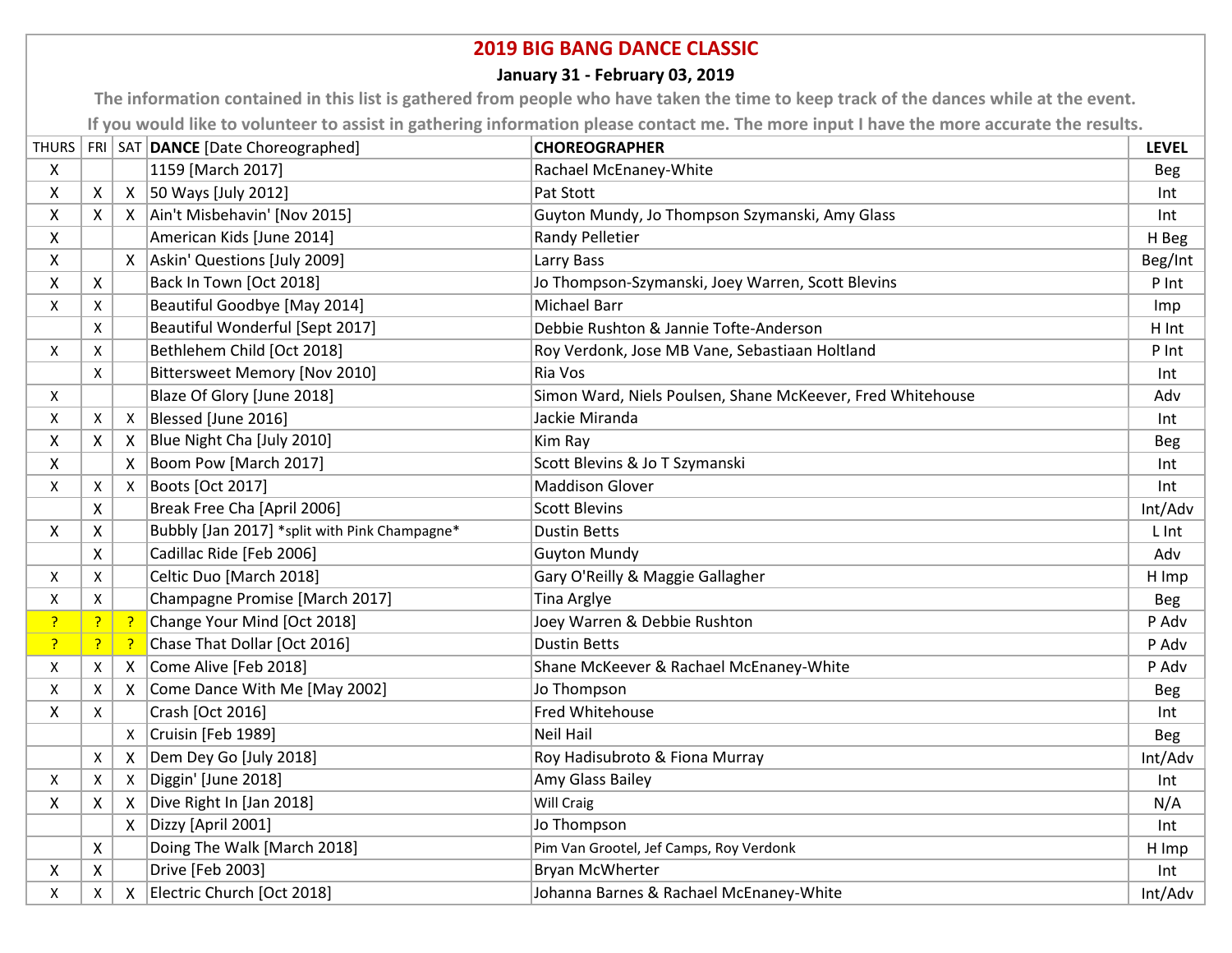# 2019 BIG BANG DANCE CLASSIC

**January 31 - February 03, 2019**

**The information contained in this list is gathered from people who have taken the time to keep track of the dances while at the event.**

**If you would like to volunteer to assist in gathering information please contact me. The more input I have the more accurate the results.**

| THURS | FRI | SAT | **DANCE** [Date Choreographed] | **CHOREOGRAPHER** | **LEVEL** |
|---|---|---|---|---|---|
| X | | | 1159 [March 2017] | Rachael McEnaney-White | Beg |
| X | X | X | 50 Ways [July 2012] | Pat Stott | Int |
| X | X | X | Ain't Misbehavin' [Nov 2015] | Guyton Mundy, Jo Thompson Szymanski, Amy Glass | Int |
| X | | | American Kids [June 2014] | Randy Pelletier | H Beg |
| X | | X | Askin' Questions [July 2009] | Larry Bass | Beg/Int |
| X | X | | Back In Town [Oct 2018] | Jo Thompson-Szymanski, Joey Warren, Scott Blevins | P Int |
| X | X | | Beautiful Goodbye [May 2014] | Michael Barr | Imp |
| | X | | Beautiful Wonderful [Sept 2017] | Debbie Rushton & Jannie Tofte-Anderson | H Int |
| X | X | | Bethlehem Child [Oct 2018] | Roy Verdonk, Jose MB Vane, Sebastiaan Holtland | P Int |
| | X | | Bittersweet Memory [Nov 2010] | Ria Vos | Int |
| X | | | Blaze Of Glory [June 2018] | Simon Ward, Niels Poulsen, Shane McKeever, Fred Whitehouse | Adv |
| X | X | X | Blessed [June 2016] | Jackie Miranda | Int |
| X | X | X | Blue Night Cha [July 2010] | Kim Ray | Beg |
| X | | X | Boom Pow [March 2017] | Scott Blevins & Jo T Szymanski | Int |
| X | X | X | Boots [Oct 2017] | Maddison Glover | Int |
| | X | | Break Free Cha [April 2006] | Scott Blevins | Int/Adv |
| X | X | | Bubbly [Jan 2017] *split with Pink Champagne* | Dustin Betts | L Int |
| | X | | Cadillac Ride [Feb 2006] | Guyton Mundy | Adv |
| X | X | | Celtic Duo [March 2018] | Gary O'Reilly & Maggie Gallagher | H Imp |
| X | X | | Champagne Promise [March 2017] | Tina Arglye | Beg |
| ? | ? | ? | Change Your Mind [Oct 2018] | Joey Warren & Debbie Rushton | P Adv |
| ? | ? | ? | Chase That Dollar [Oct 2016] | Dustin Betts | P Adv |
| X | X | X | Come Alive [Feb 2018] | Shane McKeever & Rachael McEnaney-White | P Adv |
| X | X | X | Come Dance With Me [May 2002] | Jo Thompson | Beg |
| X | X | | Crash [Oct 2016] | Fred Whitehouse | Int |
| | | X | Cruisin [Feb 1989] | Neil Hail | Beg |
| | X | X | Dem Dey Go [July 2018] | Roy Hadisubroto & Fiona Murray | Int/Adv |
| X | X | X | Diggin' [June 2018] | Amy Glass Bailey | Int |
| X | X | X | Dive Right In [Jan 2018] | Will Craig | N/A |
| | | X | Dizzy [April 2001] | Jo Thompson | Int |
| | X | | Doing The Walk [March 2018] | Pim Van Grootel, Jef Camps, Roy Verdonk | H Imp |
| X | X | | Drive [Feb 2003] | Bryan McWherter | Int |
| X | X | X | Electric Church [Oct 2018] | Johanna Barnes & Rachael McEnaney-White | Int/Adv |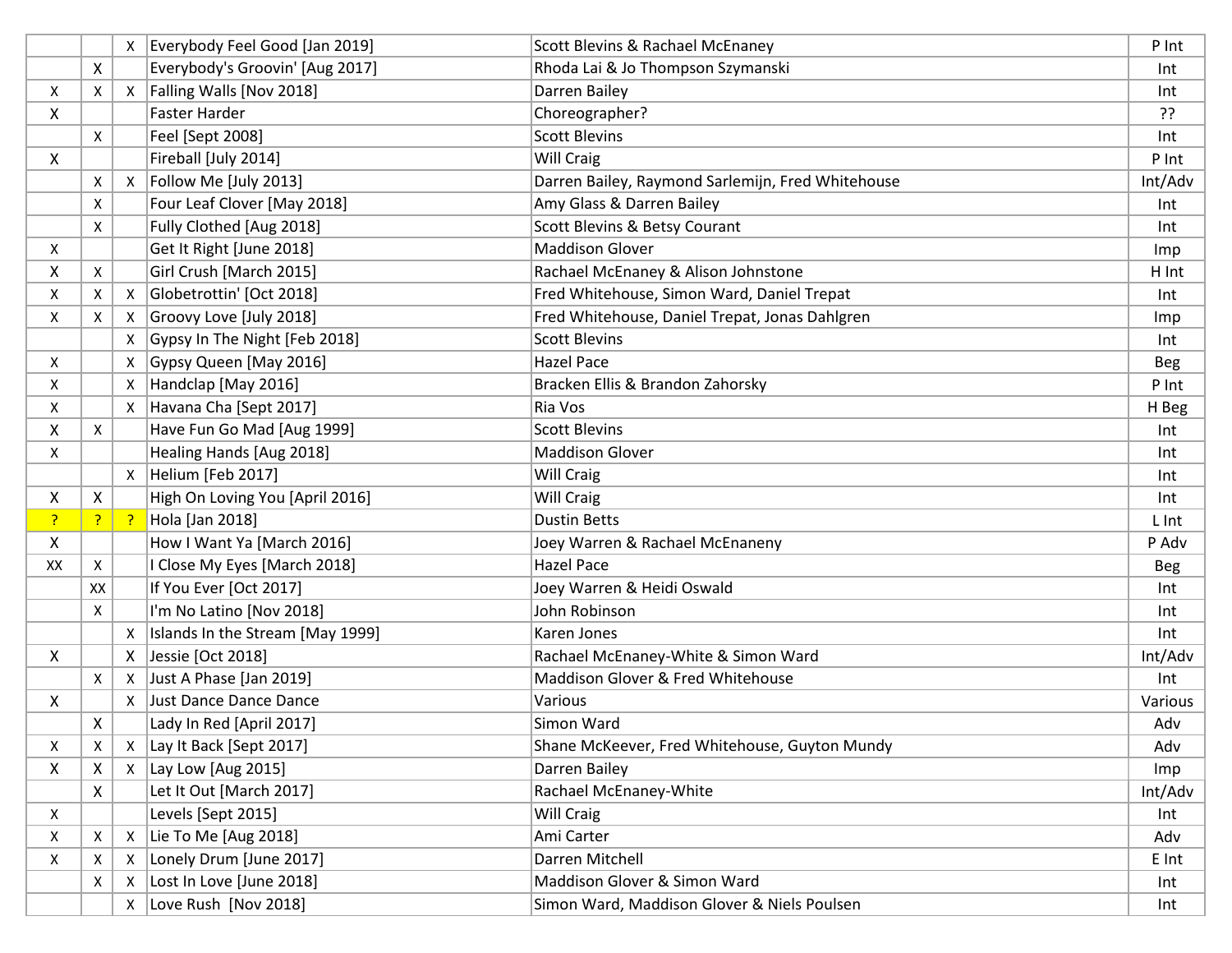|  |  |  |  |  |  |
|---|---|---|---|---|---|
|  |  | X | Everybody Feel Good [Jan 2019] | Scott Blevins & Rachael McEnaney | P Int |
|  | X |  | Everybody's Groovin' [Aug 2017] | Rhoda Lai & Jo Thompson Szymanski | Int |
| X | X | X | Falling Walls [Nov 2018] | Darren Bailey | Int |
| X |  |  | Faster Harder | Choreographer? | ?? |
|  | X |  | Feel [Sept 2008] | Scott Blevins | Int |
| X |  |  | Fireball [July 2014] | Will Craig | P Int |
|  | X | X | Follow Me [July 2013] | Darren Bailey, Raymond Sarlemijn, Fred Whitehouse | Int/Adv |
|  | X |  | Four Leaf Clover [May 2018] | Amy Glass & Darren Bailey | Int |
|  | X |  | Fully Clothed [Aug 2018] | Scott Blevins & Betsy Courant | Int |
| X |  |  | Get It Right [June 2018] | Maddison Glover | Imp |
| X | X |  | Girl Crush [March 2015] | Rachael McEnaney & Alison Johnstone | H Int |
| X | X | X | Globetrottin' [Oct 2018] | Fred Whitehouse, Simon Ward, Daniel Trepat | Int |
| X | X | X | Groovy Love [July 2018] | Fred Whitehouse, Daniel Trepat, Jonas Dahlgren | Imp |
|  |  | X | Gypsy In The Night [Feb 2018] | Scott Blevins | Int |
| X |  | X | Gypsy Queen [May 2016] | Hazel Pace | Beg |
| X |  | X | Handclap [May 2016] | Bracken Ellis & Brandon Zahorsky | P Int |
| X |  | X | Havana Cha [Sept 2017] | Ria Vos | H Beg |
| X | X |  | Have Fun Go Mad [Aug 1999] | Scott Blevins | Int |
| X |  |  | Healing Hands [Aug 2018] | Maddison Glover | Int |
|  |  | X | Helium [Feb 2017] | Will Craig | Int |
| X | X |  | High On Loving You [April 2016] | Will Craig | Int |
| ? | ? | ? | Hola [Jan 2018] | Dustin Betts | L Int |
| X |  |  | How I Want Ya [March 2016] | Joey Warren & Rachael McEnaneny | P Adv |
| XX | X |  | I Close My Eyes [March 2018] | Hazel Pace | Beg |
|  | XX |  | If You Ever [Oct 2017] | Joey Warren & Heidi Oswald | Int |
|  | X |  | I'm No Latino [Nov 2018] | John Robinson | Int |
|  |  | X | Islands In the Stream [May 1999] | Karen Jones | Int |
| X |  | X | Jessie [Oct 2018] | Rachael McEnaney-White & Simon Ward | Int/Adv |
|  | X | X | Just A Phase [Jan 2019] | Maddison Glover & Fred Whitehouse | Int |
| X |  | X | Just Dance Dance Dance | Various | Various |
|  | X |  | Lady In Red [April 2017] | Simon Ward | Adv |
| X | X | X | Lay It Back [Sept 2017] | Shane McKeever, Fred Whitehouse, Guyton Mundy | Adv |
| X | X | X | Lay Low [Aug 2015] | Darren Bailey | Imp |
|  | X |  | Let It Out [March 2017] | Rachael McEnaney-White | Int/Adv |
| X |  |  | Levels [Sept 2015] | Will Craig | Int |
| X | X | X | Lie To Me [Aug 2018] | Ami Carter | Adv |
| X | X | X | Lonely Drum [June 2017] | Darren Mitchell | E Int |
|  | X | X | Lost In Love [June 2018] | Maddison Glover & Simon Ward | Int |
|  |  | X | Love Rush [Nov 2018] | Simon Ward, Maddison Glover & Niels Poulsen | Int |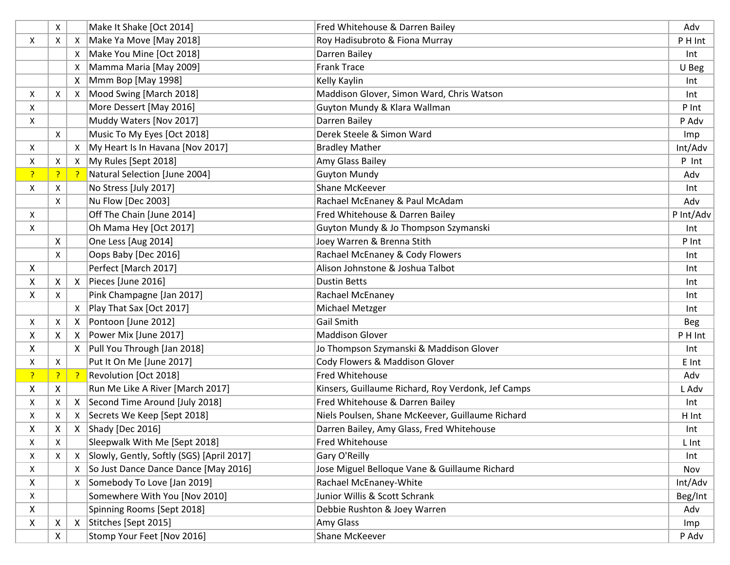| | | | | | |
|---|---|---|---|---|---|
| | X | | Make It Shake [Oct 2014] | Fred Whitehouse & Darren Bailey | Adv |
| X | X | X | Make Ya Move [May 2018] | Roy Hadisubroto & Fiona Murray | P H Int |
| | | X | Make You Mine [Oct 2018] | Darren Bailey | Int |
| | | X | Mamma Maria [May 2009] | Frank Trace | U Beg |
| | | X | Mmm Bop [May 1998] | Kelly Kaylin | Int |
| X | X | X | Mood Swing [March 2018] | Maddison Glover, Simon Ward, Chris Watson | Int |
| X | | | More Dessert [May 2016] | Guyton Mundy & Klara Wallman | P Int |
| X | | | Muddy Waters [Nov 2017] | Darren Bailey | P Adv |
| | X | | Music To My Eyes [Oct 2018] | Derek Steele & Simon Ward | Imp |
| X | | X | My Heart Is In Havana [Nov 2017] | Bradley Mather | Int/Adv |
| X | X | X | My Rules [Sept 2018] | Amy Glass Bailey | P Int |
| ? | ? | ? | Natural Selection [June 2004] | Guyton Mundy | Adv |
| X | X | | No Stress [July 2017] | Shane McKeever | Int |
| | X | | Nu Flow [Dec 2003] | Rachael McEnaney & Paul McAdam | Adv |
| X | | | Off The Chain [June 2014] | Fred Whitehouse & Darren Bailey | P Int/Adv |
| X | | | Oh Mama Hey [Oct 2017] | Guyton Mundy & Jo Thompson Szymanski | Int |
| | X | | One Less [Aug 2014] | Joey Warren & Brenna Stith | P Int |
| | X | | Oops Baby [Dec 2016] | Rachael McEnaney & Cody Flowers | Int |
| X | | | Perfect [March 2017] | Alison Johnstone & Joshua Talbot | Int |
| X | X | X | Pieces [June 2016] | Dustin Betts | Int |
| X | X | | Pink Champagne [Jan 2017] | Rachael McEnaney | Int |
| | | X | Play That Sax [Oct 2017] | Michael Metzger | Int |
| X | X | X | Pontoon [June 2012] | Gail Smith | Beg |
| X | X | X | Power Mix [June 2017] | Maddison Glover | P H Int |
| X | | X | Pull You Through [Jan 2018] | Jo Thompson Szymanski & Maddison Glover | Int |
| X | X | | Put It On Me [June 2017] | Cody Flowers & Maddison Glover | E Int |
| ? | ? | ? | Revolution [Oct 2018] | Fred Whitehouse | Adv |
| X | X | | Run Me Like A River [March 2017] | Kinsers, Guillaume Richard, Roy Verdonk, Jef Camps | L Adv |
| X | X | X | Second Time Around [July 2018] | Fred Whitehouse & Darren Bailey | Int |
| X | X | X | Secrets We Keep [Sept 2018] | Niels Poulsen, Shane McKeever, Guillaume Richard | H Int |
| X | X | X | Shady [Dec 2016] | Darren Bailey, Amy Glass, Fred Whitehouse | Int |
| X | X | | Sleepwalk With Me [Sept 2018] | Fred Whitehouse | L Int |
| X | X | X | Slowly, Gently, Softly (SGS) [April 2017] | Gary O'Reilly | Int |
| X | | X | So Just Dance Dance Dance [May 2016] | Jose Miguel Belloque Vane & Guillaume Richard | Nov |
| X | | X | Somebody To Love [Jan 2019] | Rachael McEnaney-White | Int/Adv |
| X | | | Somewhere With You [Nov 2010] | Junior Willis & Scott Schrank | Beg/Int |
| X | | | Spinning Rooms [Sept 2018] | Debbie Rushton & Joey Warren | Adv |
| X | X | X | Stitches [Sept 2015] | Amy Glass | Imp |
| | X | | Stomp Your Feet [Nov 2016] | Shane McKeever | P Adv |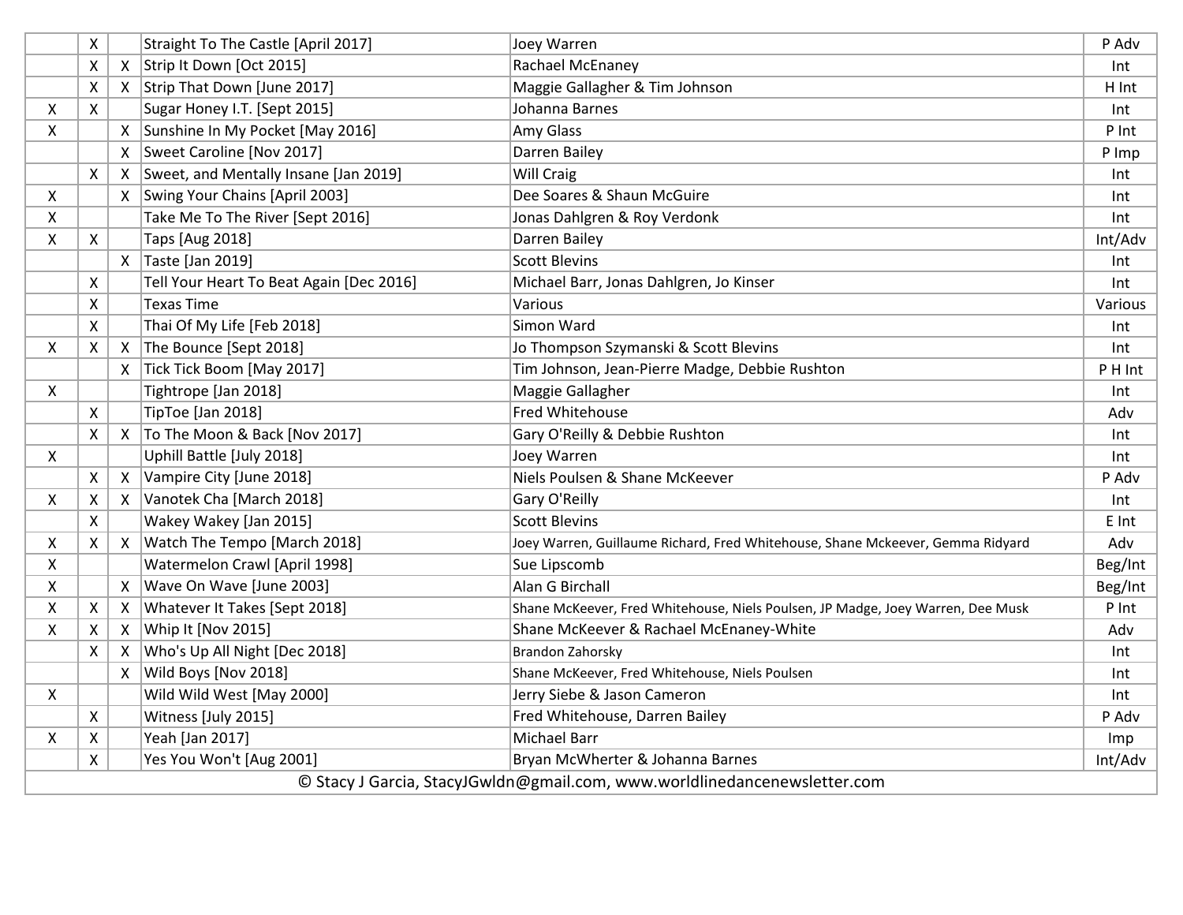| | | | | | |
|---|---|---|---|---|---|
| | X | | Straight To The Castle [April 2017] | Joey Warren | P Adv |
| | X | X | Strip It Down [Oct 2015] | Rachael McEnaney | Int |
| | X | X | Strip That Down [June 2017] | Maggie Gallagher & Tim Johnson | H Int |
| X | X | | Sugar Honey I.T. [Sept 2015] | Johanna Barnes | Int |
| X | | X | Sunshine In My Pocket [May 2016] | Amy Glass | P Int |
| | | X | Sweet Caroline [Nov 2017] | Darren Bailey | P Imp |
| | X | X | Sweet, and Mentally Insane [Jan 2019] | Will Craig | Int |
| X | | X | Swing Your Chains [April 2003] | Dee Soares & Shaun McGuire | Int |
| X | | | Take Me To The River [Sept 2016] | Jonas Dahlgren & Roy Verdonk | Int |
| X | X | | Taps [Aug 2018] | Darren Bailey | Int/Adv |
| | | X | Taste [Jan 2019] | Scott Blevins | Int |
| | X | | Tell Your Heart To Beat Again [Dec 2016] | Michael Barr, Jonas Dahlgren, Jo Kinser | Int |
| | X | | Texas Time | Various | Various |
| | X | | Thai Of My Life [Feb 2018] | Simon Ward | Int |
| X | X | X | The Bounce [Sept 2018] | Jo Thompson Szymanski & Scott Blevins | Int |
| | | X | Tick Tick Boom [May 2017] | Tim Johnson, Jean-Pierre Madge, Debbie Rushton | P H Int |
| X | | | Tightrope [Jan 2018] | Maggie Gallagher | Int |
| | X | | TipToe [Jan 2018] | Fred Whitehouse | Adv |
| | X | X | To The Moon & Back [Nov 2017] | Gary O'Reilly & Debbie Rushton | Int |
| X | | | Uphill Battle [July 2018] | Joey Warren | Int |
| | X | X | Vampire City [June 2018] | Niels Poulsen & Shane McKeever | P Adv |
| X | X | X | Vanotek Cha [March 2018] | Gary O'Reilly | Int |
| | X | | Wakey Wakey [Jan 2015] | Scott Blevins | E Int |
| X | X | X | Watch The Tempo [March 2018] | Joey Warren, Guillaume Richard, Fred Whitehouse, Shane Mckeever, Gemma Ridyard | Adv |
| X | | | Watermelon Crawl [April 1998] | Sue Lipscomb | Beg/Int |
| X | | X | Wave On Wave [June 2003] | Alan G Birchall | Beg/Int |
| X | X | X | Whatever It Takes [Sept 2018] | Shane McKeever, Fred Whitehouse, Niels Poulsen, JP Madge, Joey Warren, Dee Musk | P Int |
| X | X | X | Whip It [Nov 2015] | Shane McKeever & Rachael McEnaney-White | Adv |
| | X | X | Who's Up All Night [Dec 2018] | Brandon Zahorsky | Int |
| | | X | Wild Boys [Nov 2018] | Shane McKeever, Fred Whitehouse, Niels Poulsen | Int |
| X | | | Wild Wild West [May 2000] | Jerry Siebe & Jason Cameron | Int |
| | X | | Witness [July 2015] | Fred Whitehouse, Darren Bailey | P Adv |
| X | X | | Yeah [Jan 2017] | Michael Barr | Imp |
| | X | | Yes You Won't [Aug 2001] | Bryan McWherter & Johanna Barnes | Int/Adv |

© Stacy J Garcia, StacyJGwldn@gmail.com, www.worldlinedancenewsletter.com